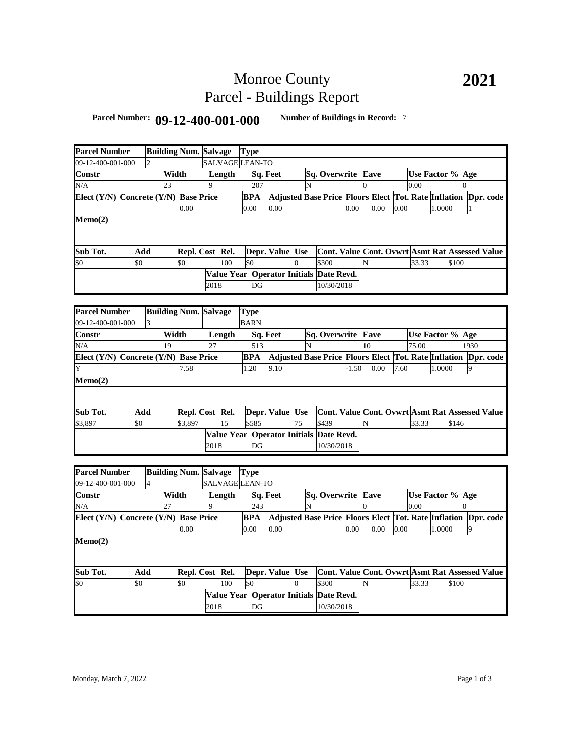# Monroe County
# Parcel - Buildings Report

**2021**

**Parcel Number:** **09-12-400-001-000** **Number of Buildings in Record:** 7

| Parcel Number | Building Num. | Salvage | Type | | | | | | |
|---|---|---|---|---|---|---|---|---|---|
| 09-12-400-001-000 | 2 | SALVAGE | LEAN-TO | | | | | | |
| **Constr** | **Width** | **Length** | **Sq. Feet** | **Sq. Overwrite** | **Eave** | **Use Factor %** | **Age** | | |
| N/A | 23 | 9 | 207 | N | 0 | 0.00 | 0 | | |
| **Elect (Y/N)** | **Concrete (Y/N)** | **Base Price** | **BPA** | **Adjusted Base Price** | **Floors** | **Elect** | **Tot. Rate** | **Inflation** | **Dpr. code** |
| | | 0.00 | 0.00 | 0.00 | 0.00 | 0.00 | 0.00 | 1.0000 | 1 |
| **Memo(2)** | | | | | | | | | |
| **Sub Tot.** | **Add** | **Repl. Cost** | **Rel.** | **Depr. Value** | **Use** | **Cont. Value** | **Cont. Ovwrt** | **Asmt Rat** | **Assessed Value** |
| $0 | $0 | $0 | 100 | $0 | 0 | $300 | N | 33.33 | $100 |
| | | | **Value Year** | **Operator Initials** | **Date Revd.** | | | | |
| | | | 2018 | DG | 10/30/2018 | | | | |

| Parcel Number | Building Num. | Salvage | Type | | | | | | |
|---|---|---|---|---|---|---|---|---|---|
| 09-12-400-001-000 | 3 | | BARN | | | | | | |
| **Constr** | **Width** | **Length** | **Sq. Feet** | **Sq. Overwrite** | **Eave** | **Use Factor %** | **Age** | | |
| N/A | 19 | 27 | 513 | N | 10 | 75.00 | 1930 | | |
| **Elect (Y/N)** | **Concrete (Y/N)** | **Base Price** | **BPA** | **Adjusted Base Price** | **Floors** | **Elect** | **Tot. Rate** | **Inflation** | **Dpr. code** |
| Y | | 7.58 | 1.20 | 9.10 | -1.50 | 0.00 | 7.60 | 1.0000 | 9 |
| **Memo(2)** | | | | | | | | | |
| **Sub Tot.** | **Add** | **Repl. Cost** | **Rel.** | **Depr. Value** | **Use** | **Cont. Value** | **Cont. Ovwrt** | **Asmt Rat** | **Assessed Value** |
| $3,897 | $0 | $3,897 | 15 | $585 | 75 | $439 | N | 33.33 | $146 |
| | | | **Value Year** | **Operator Initials** | **Date Revd.** | | | | |
| | | | 2018 | DG | 10/30/2018 | | | | |

| Parcel Number | Building Num. | Salvage | Type | | | | | | |
|---|---|---|---|---|---|---|---|---|---|
| 09-12-400-001-000 | 4 | SALVAGE | LEAN-TO | | | | | | |
| **Constr** | **Width** | **Length** | **Sq. Feet** | **Sq. Overwrite** | **Eave** | **Use Factor %** | **Age** | | |
| N/A | 27 | 9 | 243 | N | 0 | 0.00 | 0 | | |
| **Elect (Y/N)** | **Concrete (Y/N)** | **Base Price** | **BPA** | **Adjusted Base Price** | **Floors** | **Elect** | **Tot. Rate** | **Inflation** | **Dpr. code** |
| | | 0.00 | 0.00 | 0.00 | 0.00 | 0.00 | 0.00 | 1.0000 | 9 |
| **Memo(2)** | | | | | | | | | |
| **Sub Tot.** | **Add** | **Repl. Cost** | **Rel.** | **Depr. Value** | **Use** | **Cont. Value** | **Cont. Ovwrt** | **Asmt Rat** | **Assessed Value** |
| $0 | $0 | $0 | 100 | $0 | 0 | $300 | N | 33.33 | $100 |
| | | | **Value Year** | **Operator Initials** | **Date Revd.** | | | | |
| | | | 2018 | DG | 10/30/2018 | | | | |

Monday, March 7, 2022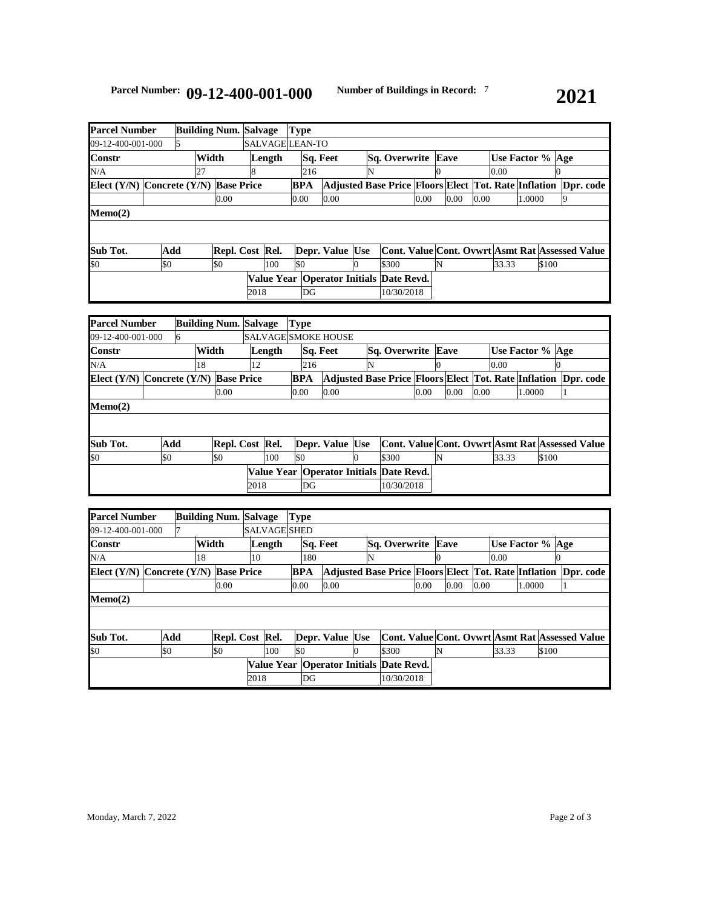**Parcel Number: 09-12-400-001-000** **Number of Buildings in Record:** 7 **2021**

| Parcel Number | Building Num. | Salvage | Type |
|---|---|---|---|
| 09-12-400-001-000 | 5 | SALVAGE | LEAN-TO |

| Constr | Width | Length | Sq. Feet | Sq. Overwrite | Eave | Use Factor % | Age |
|---|---|---|---|---|---|---|---|
| N/A | 27 | 8 | 216 | N | 0 | 0.00 | 0 |

| Elect (Y/N) | Concrete (Y/N) | Base Price | BPA | Adjusted Base Price | Floors | Elect | Tot. Rate | Inflation | Dpr. code |
|---|---|---|---|---|---|---|---|---|---|
| | | 0.00 | 0.00 | 0.00 | 0.00 | 0.00 | 0.00 | 1.0000 | 9 |

**Memo(2)**

| Sub Tot. | Add | Repl. Cost | Rel. | Depr. Value | Use | Cont. Value | Cont. Ovwrt | Asmt Rat | Assessed Value |
|---|---|---|---|---|---|---|---|---|---|
| $0 | $0 | $0 | 100 | $0 | 0 | $300 | N | 33.33 | $100 |

| Value Year | Operator Initials | Date Revd. |
|---|---|---|
| 2018 | DG | 10/30/2018 |

| Parcel Number | Building Num. | Salvage | Type |
|---|---|---|---|
| 09-12-400-001-000 | 6 | SALVAGE | SMOKE HOUSE |

| Constr | Width | Length | Sq. Feet | Sq. Overwrite | Eave | Use Factor % | Age |
|---|---|---|---|---|---|---|---|
| N/A | 18 | 12 | 216 | N | 0 | 0.00 | 0 |

| Elect (Y/N) | Concrete (Y/N) | Base Price | BPA | Adjusted Base Price | Floors | Elect | Tot. Rate | Inflation | Dpr. code |
|---|---|---|---|---|---|---|---|---|---|
| | | 0.00 | 0.00 | 0.00 | 0.00 | 0.00 | 0.00 | 1.0000 | 1 |

**Memo(2)**

| Sub Tot. | Add | Repl. Cost | Rel. | Depr. Value | Use | Cont. Value | Cont. Ovwrt | Asmt Rat | Assessed Value |
|---|---|---|---|---|---|---|---|---|---|
| $0 | $0 | $0 | 100 | $0 | 0 | $300 | N | 33.33 | $100 |

| Value Year | Operator Initials | Date Revd. |
|---|---|---|
| 2018 | DG | 10/30/2018 |

| Parcel Number | Building Num. | Salvage | Type |
|---|---|---|---|
| 09-12-400-001-000 | 7 | SALVAGE | SHED |

| Constr | Width | Length | Sq. Feet | Sq. Overwrite | Eave | Use Factor % | Age |
|---|---|---|---|---|---|---|---|
| N/A | 18 | 10 | 180 | N | 0 | 0.00 | 0 |

| Elect (Y/N) | Concrete (Y/N) | Base Price | BPA | Adjusted Base Price | Floors | Elect | Tot. Rate | Inflation | Dpr. code |
|---|---|---|---|---|---|---|---|---|---|
| | | 0.00 | 0.00 | 0.00 | 0.00 | 0.00 | 0.00 | 1.0000 | 1 |

**Memo(2)**

| Sub Tot. | Add | Repl. Cost | Rel. | Depr. Value | Use | Cont. Value | Cont. Ovwrt | Asmt Rat | Assessed Value |
|---|---|---|---|---|---|---|---|---|---|
| $0 | $0 | $0 | 100 | $0 | 0 | $300 | N | 33.33 | $100 |

| Value Year | Operator Initials | Date Revd. |
|---|---|---|
| 2018 | DG | 10/30/2018 |

Monday, March 7, 2022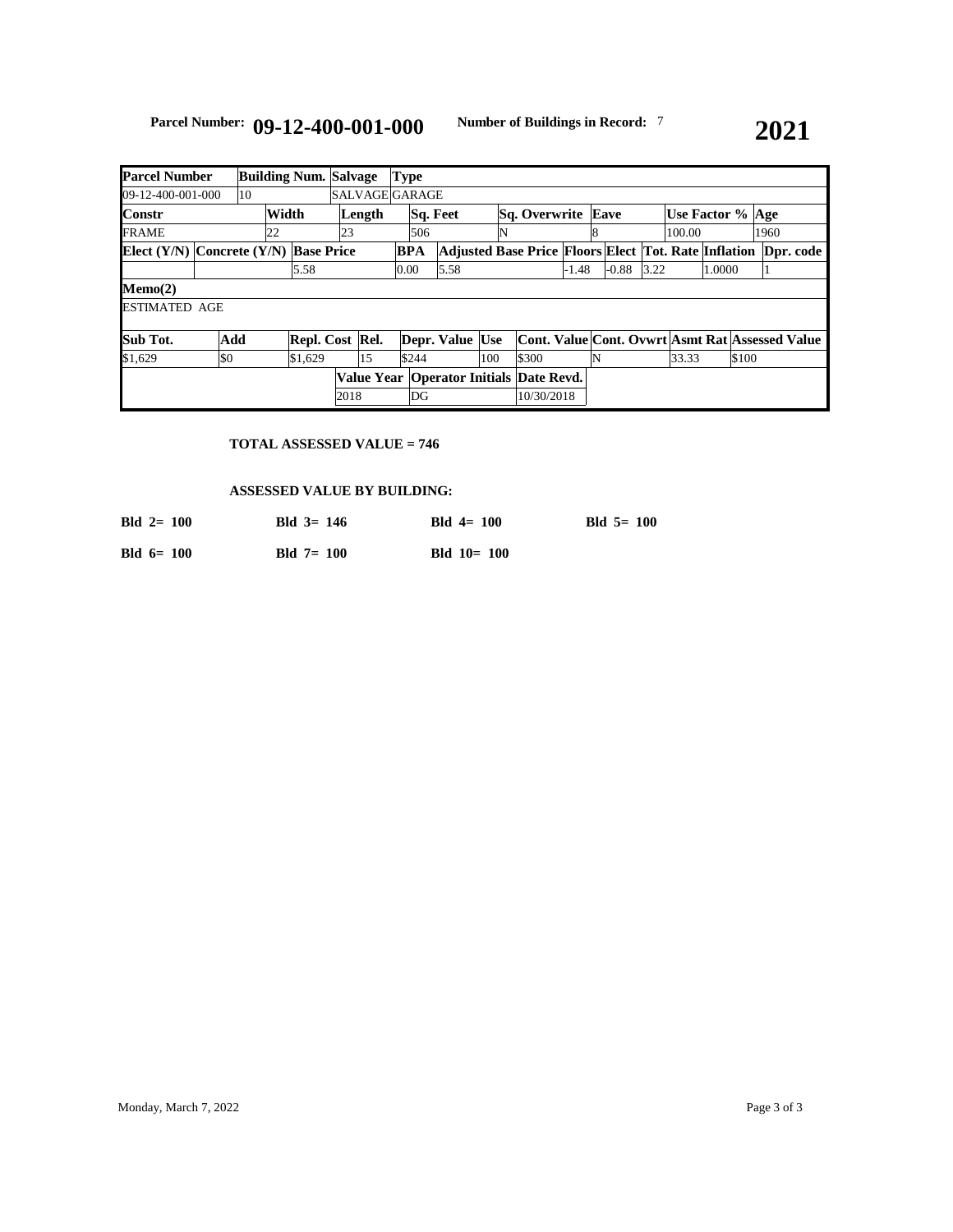**Parcel Number: 09-12-400-001-000** **Number of Buildings in Record:** 7 **2021**

| Parcel Number | Building Num. | Salvage | Type |
|---|---|---|---|
| 09-12-400-001-000 | 10 | SALVAGE | GARAGE |

| Constr | Width | Length | Sq. Feet | Sq. Overwrite | Eave | Use Factor % | Age |
|---|---|---|---|---|---|---|---|
| FRAME | 22 | 23 | 506 | N | 8 | 100.00 | 1960 |

| Elect (Y/N) | Concrete (Y/N) | Base Price | BPA | Adjusted Base Price | Floors | Elect | Tot. Rate | Inflation | Dpr. code |
|---|---|---|---|---|---|---|---|---|---|
| | | 5.58 | 0.00 | 5.58 | -1.48 | -0.88 | 3.22 | 1.0000 | 1 |

**Memo(2)**

ESTIMATED AGE

| Sub Tot. | Add | Repl. Cost | Rel. | Depr. Value | Use | Cont. Value | Cont. Ovwrt | Asmt Rat | Assessed Value |
|---|---|---|---|---|---|---|---|---|---|
| $1,629 | $0 | $1,629 | 15 | $244 | 100 | $300 | N | 33.33 | $100 |

| Value Year | Operator Initials | Date Revd. |
|---|---|---|
| 2018 | DG | 10/30/2018 |

**TOTAL ASSESSED VALUE = 746**

**ASSESSED VALUE BY BUILDING:**

| | | | |
|---|---|---|---|
| **Bld 2= 100** | **Bld 3= 146** | **Bld 4= 100** | **Bld 5= 100** |
| **Bld 6= 100** | **Bld 7= 100** | **Bld 10= 100** | |

Monday, March 7, 2022